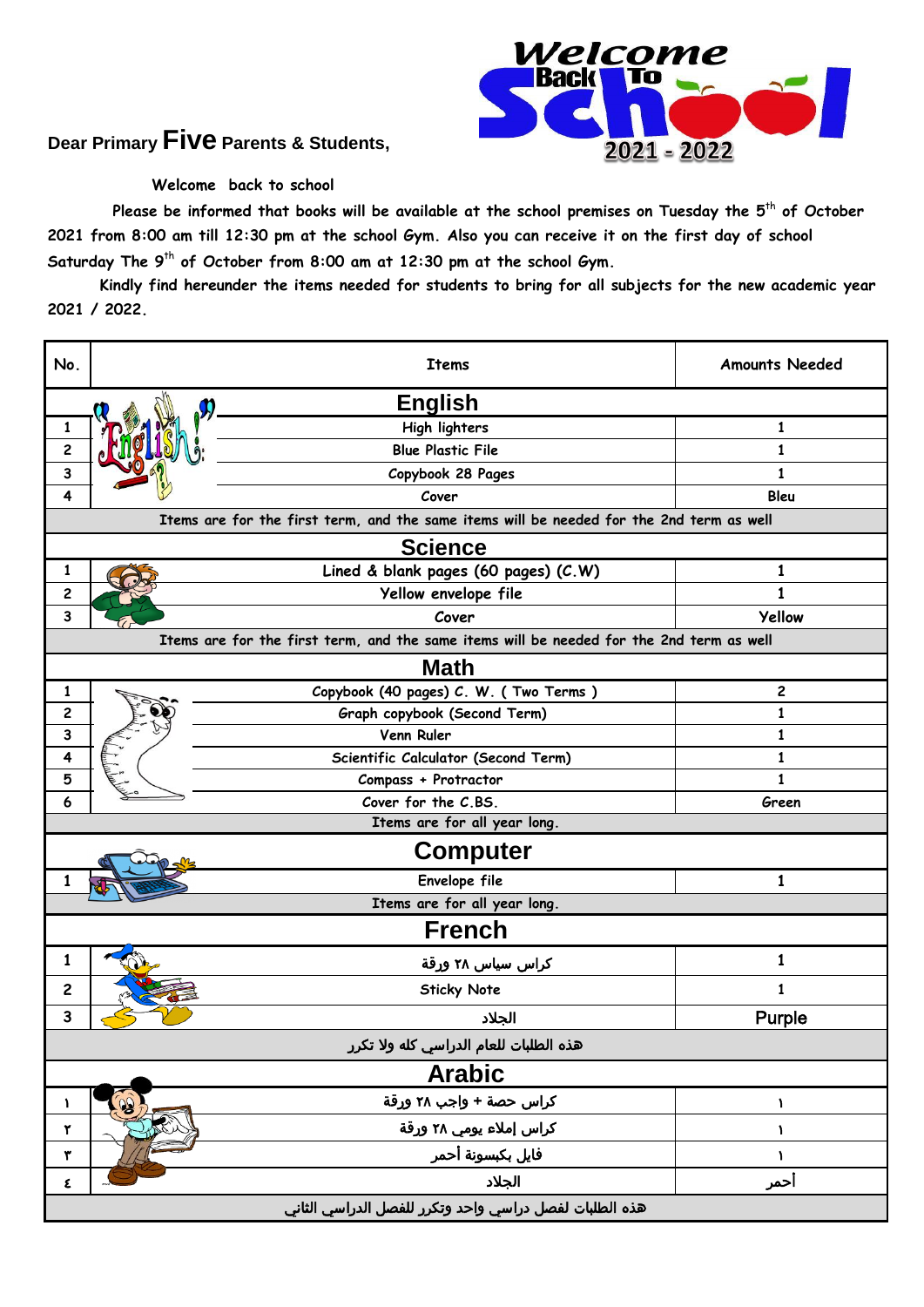Dear Primary **Five** Parents & Students,

Welcome back to school

Please be informed that books will be available at the school premises on Tuesday the 5th of October 2021 from 8:00 am till 12:30 pm at the school Gym. Also you can receive it on the first day of school Saturday The 9th of October from 8:00 am at 12:30 pm at the school Gym.

Kindly find hereunder the items needed for students to bring for all subjects for the new academic year 2021 / 2022.

| No. | Items | Amounts Needed |
|---|---|---|
| | **English** | |
| 1 | High lighters | 1 |
| 2 | Blue Plastic File | 1 |
| 3 | Copybook 28 Pages | 1 |
| 4 | Cover | Bleu |
| | Items are for the first term, and the same items will be needed for the 2nd term as well | |
| | **Science** | |
| 1 | Lined & blank pages (60 pages) (C.W) | 1 |
| 2 | Yellow envelope file | 1 |
| 3 | Cover | Yellow |
| | Items are for the first term, and the same items will be needed for the 2nd term as well | |
| | **Math** | |
| 1 | Copybook (40 pages) C. W. ( Two Terms ) | 2 |
| 2 | Graph copybook (Second Term) | 1 |
| 3 | Venn Ruler | 1 |
| 4 | Scientific Calculator (Second Term) | 1 |
| 5 | Compass + Protractor | 1 |
| 6 | Cover for the C.BS. | Green |
| | Items are for all year long. | |
| | **Computer** | |
| 1 | Envelope file | 1 |
| | Items are for all year long. | |
| | **French** | |
| 1 | كراس سياس ٢٨ ورقة | 1 |
| 2 | Sticky Note | 1 |
| 3 | الجلاد | Purple |
| | هذه الطلبات للعام الدراسي كله ولا تكرر | |
| | **Arabic** | |
| ١ | كراس حصة + واجب ٢٨ ورقة | ١ |
| ٢ | كراس إملاء يومي ٢٨ ورقة | ١ |
| ٣ | فايل بكبسونة أحمر | ١ |
| ٤ | الجلاد | أحمر |
| | هذه الطلبات لفصل دراسي واحد وتكرر للفصل الدراسي الثاني | |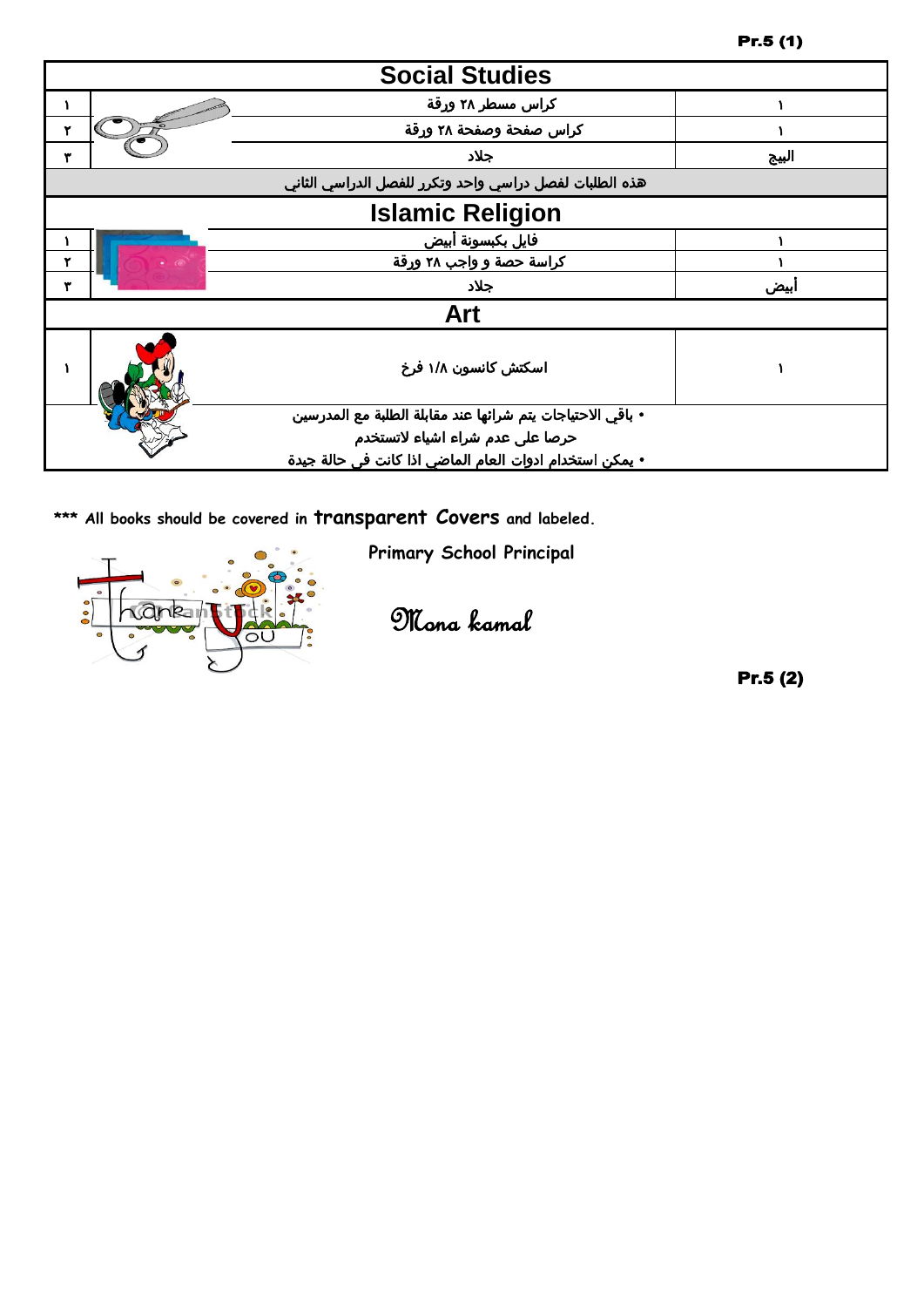| Social Studies | | | |
|---|---|---|---|
| ١ | | كراس مسطر ٢٨ ورقة | ١ |
| ٢ | | كراس صفحة وصفحة ٢٨ ورقة | ١ |
| ٣ | | جلاد | البيج |
| هذه الطلبات لفصل دراسي واحد وتكرر للفصل الدراسي الثاني | | | |

| Islamic Religion | | | |
|---|---|---|---|
| ١ | | فايل بكبسونة أبيض | ١ |
| ٢ | | كراسة حصة و واجب ٢٨ ورقة | ١ |
| ٣ | | جلاد | أبيض |

| Art | | | |
|---|---|---|---|
| ١ | | اسكتش كانسون ١/٨ فرخ | ١ |

• باقي الاحتياجات يتم شرائها عند مقابلة الطلبة مع المدرسين
حرصا على عدم شراء اشياء لاتستخدم
• يمكن استخدام ادوات العام الماضي اذا كانت في حالة جيدة

*** All books should be covered in **transparent Covers** and labeled.

Primary School Principal

*Mona kamal*

Pr.5 (2)